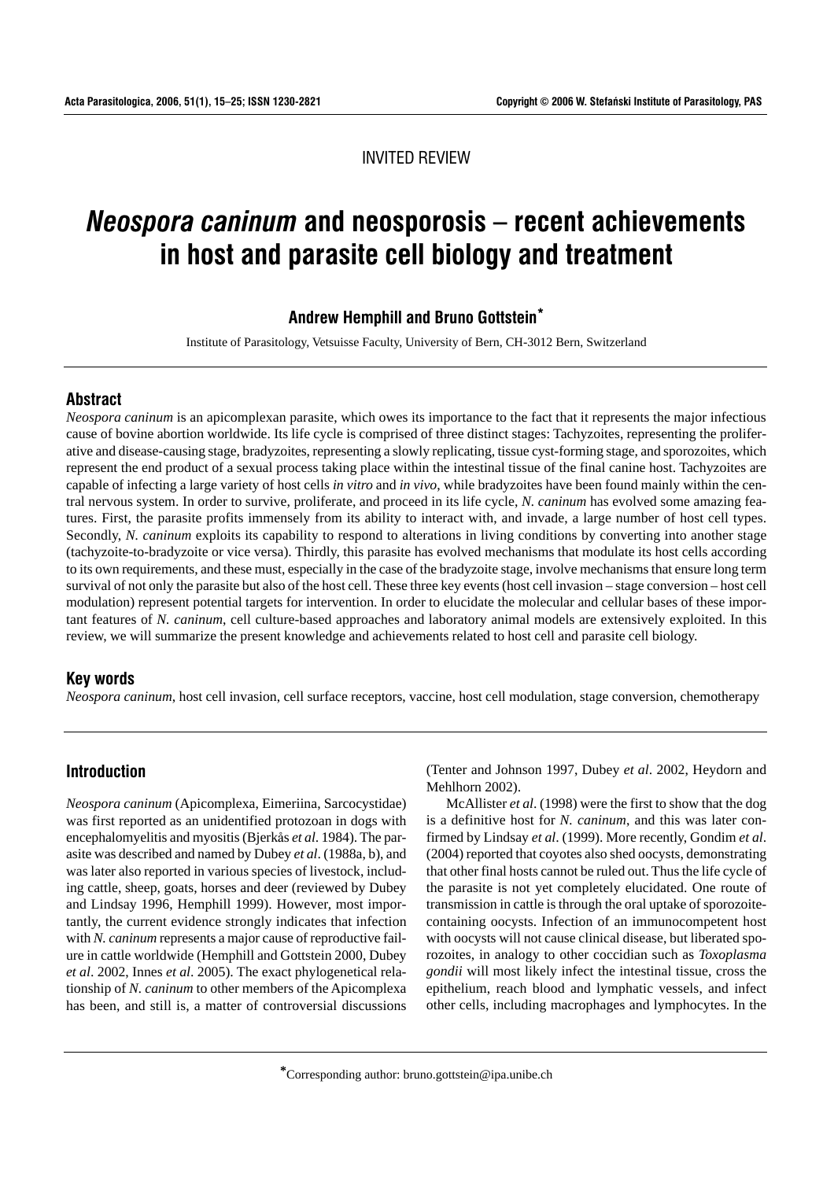INVITED REVIEW

# *Neospora caninum* and neosporosis – recent achievements in host and parasite cell biology and treatment

**Andrew Hemphill and Bruno Gottstein***

Institute of Parasitology, Vetsuisse Faculty, University of Bern, CH-3012 Bern, Switzerland

## Abstract

*Neospora caninum* is an apicomplexan parasite, which owes its importance to the fact that it represents the major infectious cause of bovine abortion worldwide. Its life cycle is comprised of three distinct stages: Tachyzoites, representing the proliferative and disease-causing stage, bradyzoites, representing a slowly replicating, tissue cyst-forming stage, and sporozoites, which represent the end product of a sexual process taking place within the intestinal tissue of the final canine host. Tachyzoites are capable of infecting a large variety of host cells *in vitro* and *in vivo*, while bradyzoites have been found mainly within the central nervous system. In order to survive, proliferate, and proceed in its life cycle, *N. caninum* has evolved some amazing features. First, the parasite profits immensely from its ability to interact with, and invade, a large number of host cell types. Secondly, *N. caninum* exploits its capability to respond to alterations in living conditions by converting into another stage (tachyzoite-to-bradyzoite or vice versa). Thirdly, this parasite has evolved mechanisms that modulate its host cells according to its own requirements, and these must, especially in the case of the bradyzoite stage, involve mechanisms that ensure long term survival of not only the parasite but also of the host cell. These three key events (host cell invasion – stage conversion – host cell modulation) represent potential targets for intervention. In order to elucidate the molecular and cellular bases of these important features of *N. caninum*, cell culture-based approaches and laboratory animal models are extensively exploited. In this review, we will summarize the present knowledge and achievements related to host cell and parasite cell biology.

## Key words

*Neospora caninum*, host cell invasion, cell surface receptors, vaccine, host cell modulation, stage conversion, chemotherapy

## Introduction

*Neospora caninum* (Apicomplexa, Eimeriina, Sarcocystidae) was first reported as an unidentified protozoan in dogs with encephalomyelitis and myositis (Bjerkås *et al*. 1984). The parasite was described and named by Dubey *et al*. (1988a, b), and was later also reported in various species of livestock, including cattle, sheep, goats, horses and deer (reviewed by Dubey and Lindsay 1996, Hemphill 1999). However, most importantly, the current evidence strongly indicates that infection with *N. caninum* represents a major cause of reproductive failure in cattle worldwide (Hemphill and Gottstein 2000, Dubey *et al*. 2002, Innes *et al*. 2005). The exact phylogenetical relationship of *N. caninum* to other members of the Apicomplexa has been, and still is, a matter of controversial discussions (Tenter and Johnson 1997, Dubey *et al*. 2002, Heydorn and Mehlhorn 2002).

McAllister *et al*. (1998) were the first to show that the dog is a definitive host for *N. caninum*, and this was later confirmed by Lindsay *et al*. (1999). More recently, Gondim *et al*. (2004) reported that coyotes also shed oocysts, demonstrating that other final hosts cannot be ruled out. Thus the life cycle of the parasite is not yet completely elucidated. One route of transmission in cattle is through the oral uptake of sporozoite-containing oocysts. Infection of an immunocompetent host with oocysts will not cause clinical disease, but liberated sporozoites, in analogy to other coccidian such as *Toxoplasma gondii* will most likely infect the intestinal tissue, cross the epithelium, reach blood and lymphatic vessels, and infect other cells, including macrophages and lymphocytes. In the

*Corresponding author: bruno.gottstein@ipa.unibe.ch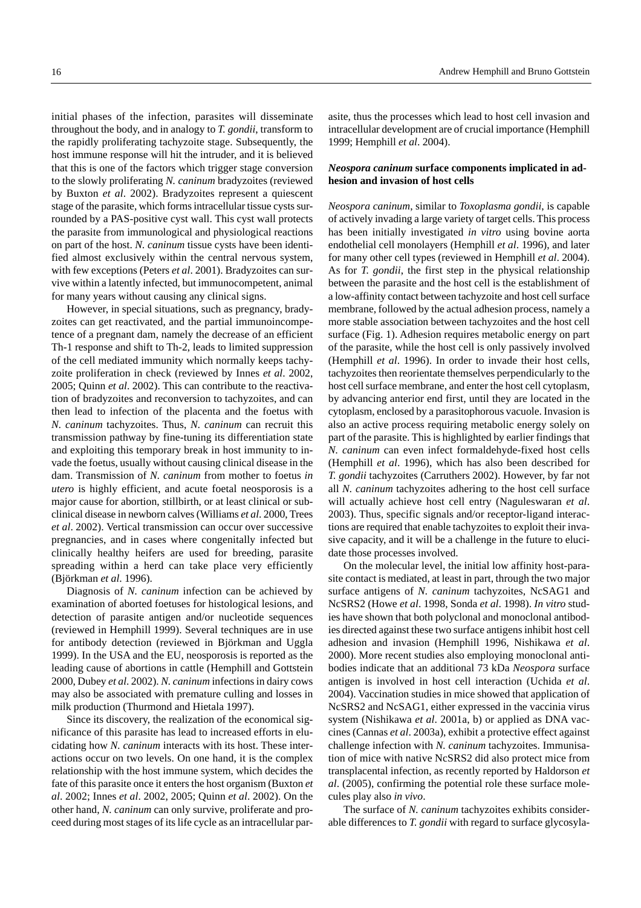initial phases of the infection, parasites will disseminate throughout the body, and in analogy to *T. gondii*, transform to the rapidly proliferating tachyzoite stage. Subsequently, the host immune response will hit the intruder, and it is believed that this is one of the factors which trigger stage conversion to the slowly proliferating *N. caninum* bradyzoites (reviewed by Buxton *et al*. 2002). Bradyzoites represent a quiescent stage of the parasite, which forms intracellular tissue cysts surrounded by a PAS-positive cyst wall. This cyst wall protects the parasite from immunological and physiological reactions on part of the host. *N. caninum* tissue cysts have been identified almost exclusively within the central nervous system, with few exceptions (Peters *et al*. 2001). Bradyzoites can survive within a latently infected, but immunocompetent, animal for many years without causing any clinical signs.

However, in special situations, such as pregnancy, bradyzoites can get reactivated, and the partial immunoincompetence of a pregnant dam, namely the decrease of an efficient Th-1 response and shift to Th-2, leads to limited suppression of the cell mediated immunity which normally keeps tachyzoite proliferation in check (reviewed by Innes *et al*. 2002, 2005; Quinn *et al*. 2002). This can contribute to the reactivation of bradyzoites and reconversion to tachyzoites, and can then lead to infection of the placenta and the foetus with *N. caninum* tachyzoites. Thus, *N. caninum* can recruit this transmission pathway by fine-tuning its differentiation state and exploiting this temporary break in host immunity to invade the foetus, usually without causing clinical disease in the dam. Transmission of *N. caninum* from mother to foetus *in utero* is highly efficient, and acute foetal neosporosis is a major cause for abortion, stillbirth, or at least clinical or subclinical disease in newborn calves (Williams *et al*. 2000, Trees *et al*. 2002). Vertical transmission can occur over successive pregnancies, and in cases where congenitally infected but clinically healthy heifers are used for breeding, parasite spreading within a herd can take place very efficiently (Björkman *et al*. 1996).

Diagnosis of *N. caninum* infection can be achieved by examination of aborted foetuses for histological lesions, and detection of parasite antigen and/or nucleotide sequences (reviewed in Hemphill 1999). Several techniques are in use for antibody detection (reviewed in Björkman and Uggla 1999). In the USA and the EU, neosporosis is reported as the leading cause of abortions in cattle (Hemphill and Gottstein 2000, Dubey *et al*. 2002). *N. caninum* infections in dairy cows may also be associated with premature culling and losses in milk production (Thurmond and Hietala 1997).

Since its discovery, the realization of the economical significance of this parasite has lead to increased efforts in elucidating how *N. caninum* interacts with its host. These interactions occur on two levels. On one hand, it is the complex relationship with the host immune system, which decides the fate of this parasite once it enters the host organism (Buxton *et al*. 2002; Innes *et al*. 2002, 2005; Quinn *et al*. 2002). On the other hand, *N. caninum* can only survive, proliferate and proceed during most stages of its life cycle as an intracellular parasite, thus the processes which lead to host cell invasion and intracellular development are of crucial importance (Hemphill 1999; Hemphill *et al*. 2004).

### ***Neospora caninum*** **surface components implicated in adhesion and invasion of host cells**

*Neospora caninum*, similar to *Toxoplasma gondii*, is capable of actively invading a large variety of target cells. This process has been initially investigated *in vitro* using bovine aorta endothelial cell monolayers (Hemphill *et al*. 1996), and later for many other cell types (reviewed in Hemphill *et al*. 2004). As for *T. gondii*, the first step in the physical relationship between the parasite and the host cell is the establishment of a low-affinity contact between tachyzoite and host cell surface membrane, followed by the actual adhesion process, namely a more stable association between tachyzoites and the host cell surface (Fig. 1). Adhesion requires metabolic energy on part of the parasite, while the host cell is only passively involved (Hemphill *et al*. 1996). In order to invade their host cells, tachyzoites then reorientate themselves perpendicularly to the host cell surface membrane, and enter the host cell cytoplasm, by advancing anterior end first, until they are located in the cytoplasm, enclosed by a parasitophorous vacuole. Invasion is also an active process requiring metabolic energy solely on part of the parasite. This is highlighted by earlier findings that *N. caninum* can even infect formaldehyde-fixed host cells (Hemphill *et al*. 1996), which has also been described for *T. gondii* tachyzoites (Carruthers 2002). However, by far not all *N. caninum* tachyzoites adhering to the host cell surface will actually achieve host cell entry (Naguleswaran *et al*. 2003). Thus, specific signals and/or receptor-ligand interactions are required that enable tachyzoites to exploit their invasive capacity, and it will be a challenge in the future to elucidate those processes involved.

On the molecular level, the initial low affinity host-parasite contact is mediated, at least in part, through the two major surface antigens of *N. caninum* tachyzoites, NcSAG1 and NcSRS2 (Howe *et al*. 1998, Sonda *et al*. 1998). *In vitro* studies have shown that both polyclonal and monoclonal antibodies directed against these two surface antigens inhibit host cell adhesion and invasion (Hemphill 1996, Nishikawa *et al*. 2000). More recent studies also employing monoclonal antibodies indicate that an additional 73 kDa *Neospora* surface antigen is involved in host cell interaction (Uchida *et al*. 2004). Vaccination studies in mice showed that application of NcSRS2 and NcSAG1, either expressed in the vaccinia virus system (Nishikawa *et al*. 2001a, b) or applied as DNA vaccines (Cannas *et al*. 2003a), exhibit a protective effect against challenge infection with *N. caninum* tachyzoites. Immunisation of mice with native NcSRS2 did also protect mice from transplacental infection, as recently reported by Haldorson *et al*. (2005), confirming the potential role these surface molecules play also *in vivo*.

The surface of *N. caninum* tachyzoites exhibits considerable differences to *T. gondii* with regard to surface glycosyla-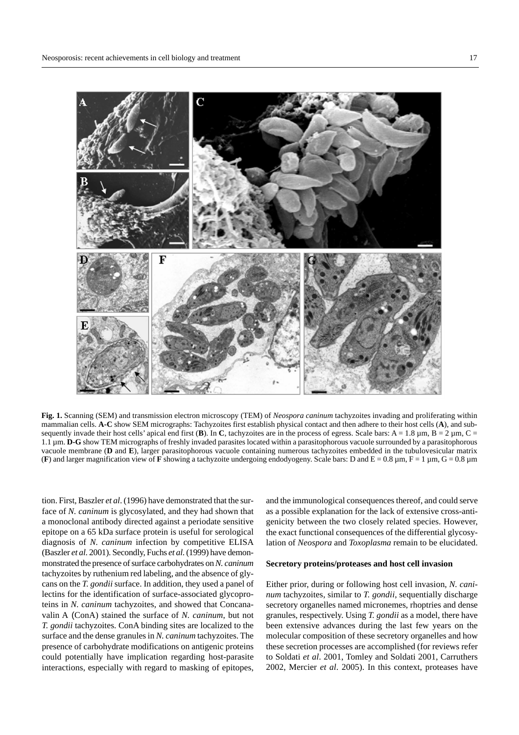**Fig. 1.** Scanning (SEM) and transmission electron microscopy (TEM) of *Neospora caninum* tachyzoites invading and proliferating within mammalian cells. **A-C** show SEM micrographs: Tachyzoites first establish physical contact and then adhere to their host cells (**A**), and subsequently invade their host cells' apical end first (**B**). In **C**, tachyzoites are in the process of egress. Scale bars: A = 1.8 µm, B = 2 µm, C = 1.1 µm. **D-G** show TEM micrographs of freshly invaded parasites located within a parasitophorous vacuole surrounded by a parasitophorous vacuole membrane (**D** and **E**), larger parasitophorous vacuole containing numerous tachyzoites embedded in the tubulovesicular matrix (**F**) and larger magnification view of **F** showing a tachyzoite undergoing endodyogeny. Scale bars: D and E = 0.8 µm, F = 1 µm, G = 0.8 µm

tion. First, Baszler *et al*. (1996) have demonstrated that the surface of *N. caninum* is glycosylated, and they had shown that a monoclonal antibody directed against a periodate sensitive epitope on a 65 kDa surface protein is useful for serological diagnosis of *N. caninum* infection by competitive ELISA (Baszler *et al*. 2001). Secondly, Fuchs *et al*. (1999) have demonstrated the presence of surface carbohydrates on *N. caninum* tachyzoites by ruthenium red labeling, and the absence of glycans on the *T. gondii* surface. In addition, they used a panel of lectins for the identification of surface-associated glycoproteins in *N. caninum* tachyzoites, and showed that Concanavalin A (ConA) stained the surface of *N. caninum*, but not *T. gondii* tachyzoites. ConA binding sites are localized to the surface and the dense granules in *N. caninum* tachyzoites. The presence of carbohydrate modifications on antigenic proteins could potentially have implication regarding host-parasite interactions, especially with regard to masking of epitopes, and the immunological consequences thereof, and could serve as a possible explanation for the lack of extensive cross-antigenicity between the two closely related species. However, the exact functional consequences of the differential glycosylation of *Neospora* and *Toxoplasma* remain to be elucidated.

### Secretory proteins/proteases and host cell invasion

Either prior, during or following host cell invasion, *N. caninum* tachyzoites, similar to *T. gondii*, sequentially discharge secretory organelles named micronemes, rhoptries and dense granules, respectively. Using *T. gondii* as a model, there have been extensive advances during the last few years on the molecular composition of these secretory organelles and how these secretion processes are accomplished (for reviews refer to Soldati *et al*. 2001, Tomley and Soldati 2001, Carruthers 2002, Mercier *et al*. 2005). In this context, proteases have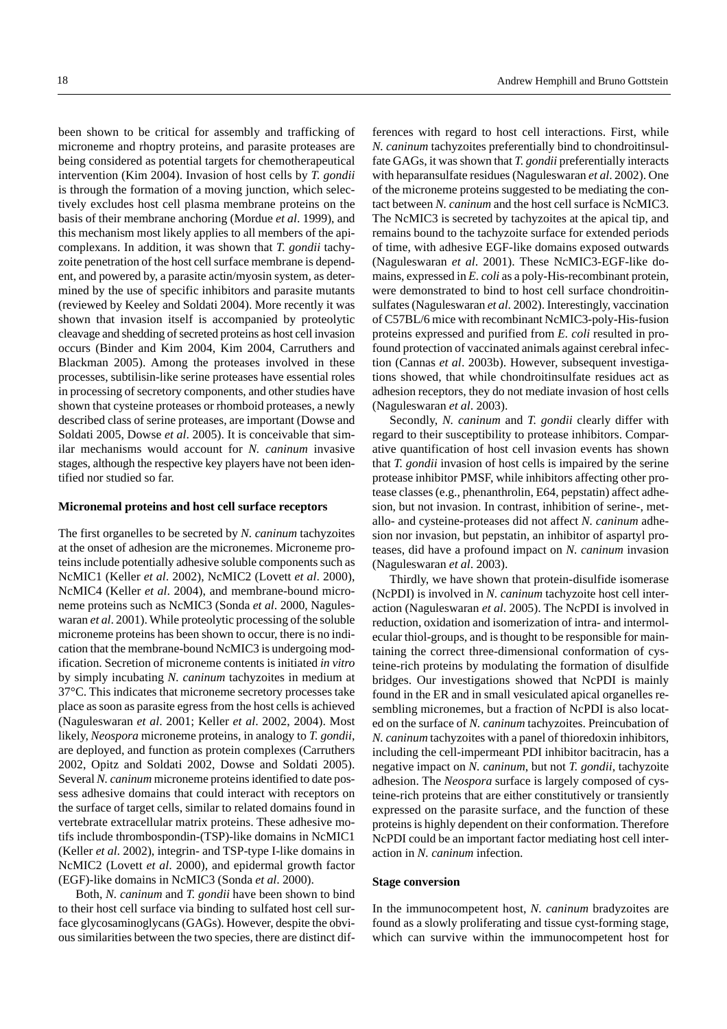been shown to be critical for assembly and trafficking of microneme and rhoptry proteins, and parasite proteases are being considered as potential targets for chemotherapeutical intervention (Kim 2004). Invasion of host cells by *T. gondii* is through the formation of a moving junction, which selectively excludes host cell plasma membrane proteins on the basis of their membrane anchoring (Mordue *et al*. 1999), and this mechanism most likely applies to all members of the apicomplexans. In addition, it was shown that *T. gondii* tachyzoite penetration of the host cell surface membrane is dependent, and powered by, a parasite actin/myosin system, as determined by the use of specific inhibitors and parasite mutants (reviewed by Keeley and Soldati 2004). More recently it was shown that invasion itself is accompanied by proteolytic cleavage and shedding of secreted proteins as host cell invasion occurs (Binder and Kim 2004, Kim 2004, Carruthers and Blackman 2005). Among the proteases involved in these processes, subtilisin-like serine proteases have essential roles in processing of secretory components, and other studies have shown that cysteine proteases or rhomboid proteases, a newly described class of serine proteases, are important (Dowse and Soldati 2005, Dowse *et al*. 2005). It is conceivable that similar mechanisms would account for *N. caninum* invasive stages, although the respective key players have not been identified nor studied so far.

#### Micronemal proteins and host cell surface receptors

The first organelles to be secreted by *N. caninum* tachyzoites at the onset of adhesion are the micronemes. Microneme proteins include potentially adhesive soluble components such as NcMIC1 (Keller *et al*. 2002), NcMIC2 (Lovett *et al*. 2000), NcMIC4 (Keller *et al*. 2004), and membrane-bound microneme proteins such as NcMIC3 (Sonda *et al*. 2000, Naguleswaran *et al*. 2001). While proteolytic processing of the soluble microneme proteins has been shown to occur, there is no indication that the membrane-bound NcMIC3 is undergoing modification. Secretion of microneme contents is initiated *in vitro* by simply incubating *N. caninum* tachyzoites in medium at 37°C. This indicates that microneme secretory processes take place as soon as parasite egress from the host cells is achieved (Naguleswaran *et al*. 2001; Keller *et al*. 2002, 2004). Most likely, *Neospora* microneme proteins, in analogy to *T. gondii*, are deployed, and function as protein complexes (Carruthers 2002, Opitz and Soldati 2002, Dowse and Soldati 2005). Several *N. caninum* microneme proteins identified to date possess adhesive domains that could interact with receptors on the surface of target cells, similar to related domains found in vertebrate extracellular matrix proteins. These adhesive motifs include thrombospondin-(TSP)-like domains in NcMIC1 (Keller *et al*. 2002), integrin- and TSP-type I-like domains in NcMIC2 (Lovett *et al*. 2000), and epidermal growth factor (EGF)-like domains in NcMIC3 (Sonda *et al*. 2000).

Both, *N. caninum* and *T. gondii* have been shown to bind to their host cell surface via binding to sulfated host cell surface glycosaminoglycans (GAGs). However, despite the obvious similarities between the two species, there are distinct differences with regard to host cell interactions. First, while *N. caninum* tachyzoites preferentially bind to chondroitinsulfate GAGs, it was shown that *T. gondii* preferentially interacts with heparansulfate residues (Naguleswaran *et al*. 2002). One of the microneme proteins suggested to be mediating the contact between *N. caninum* and the host cell surface is NcMIC3. The NcMIC3 is secreted by tachyzoites at the apical tip, and remains bound to the tachyzoite surface for extended periods of time, with adhesive EGF-like domains exposed outwards (Naguleswaran *et al*. 2001). These NcMIC3-EGF-like domains, expressed in *E. coli* as a poly-His-recombinant protein, were demonstrated to bind to host cell surface chondroitinsulfates (Naguleswaran *et al*. 2002). Interestingly, vaccination of C57BL/6 mice with recombinant NcMIC3-poly-His-fusion proteins expressed and purified from *E. coli* resulted in profound protection of vaccinated animals against cerebral infection (Cannas *et al*. 2003b). However, subsequent investigations showed, that while chondroitinsulfate residues act as adhesion receptors, they do not mediate invasion of host cells (Naguleswaran *et al*. 2003).

Secondly, *N. caninum* and *T. gondii* clearly differ with regard to their susceptibility to protease inhibitors. Comparative quantification of host cell invasion events has shown that *T. gondii* invasion of host cells is impaired by the serine protease inhibitor PMSF, while inhibitors affecting other protease classes (e.g., phenanthrolin, E64, pepstatin) affect adhesion, but not invasion. In contrast, inhibition of serine-, metallo- and cysteine-proteases did not affect *N. caninum* adhesion nor invasion, but pepstatin, an inhibitor of aspartyl proteases, did have a profound impact on *N. caninum* invasion (Naguleswaran *et al*. 2003).

Thirdly, we have shown that protein-disulfide isomerase (NcPDI) is involved in *N. caninum* tachyzoite host cell interaction (Naguleswaran *et al*. 2005). The NcPDI is involved in reduction, oxidation and isomerization of intra- and intermolecular thiol-groups, and is thought to be responsible for maintaining the correct three-dimensional conformation of cysteine-rich proteins by modulating the formation of disulfide bridges. Our investigations showed that NcPDI is mainly found in the ER and in small vesiculated apical organelles resembling micronemes, but a fraction of NcPDI is also located on the surface of *N. caninum* tachyzoites. Preincubation of *N. caninum* tachyzoites with a panel of thioredoxin inhibitors, including the cell-impermeant PDI inhibitor bacitracin, has a negative impact on *N. caninum*, but not *T. gondii*, tachyzoite adhesion. The *Neospora* surface is largely composed of cysteine-rich proteins that are either constitutively or transiently expressed on the parasite surface, and the function of these proteins is highly dependent on their conformation. Therefore NcPDI could be an important factor mediating host cell interaction in *N. caninum* infection.

#### Stage conversion

In the immunocompetent host, *N. caninum* bradyzoites are found as a slowly proliferating and tissue cyst-forming stage, which can survive within the immunocompetent host for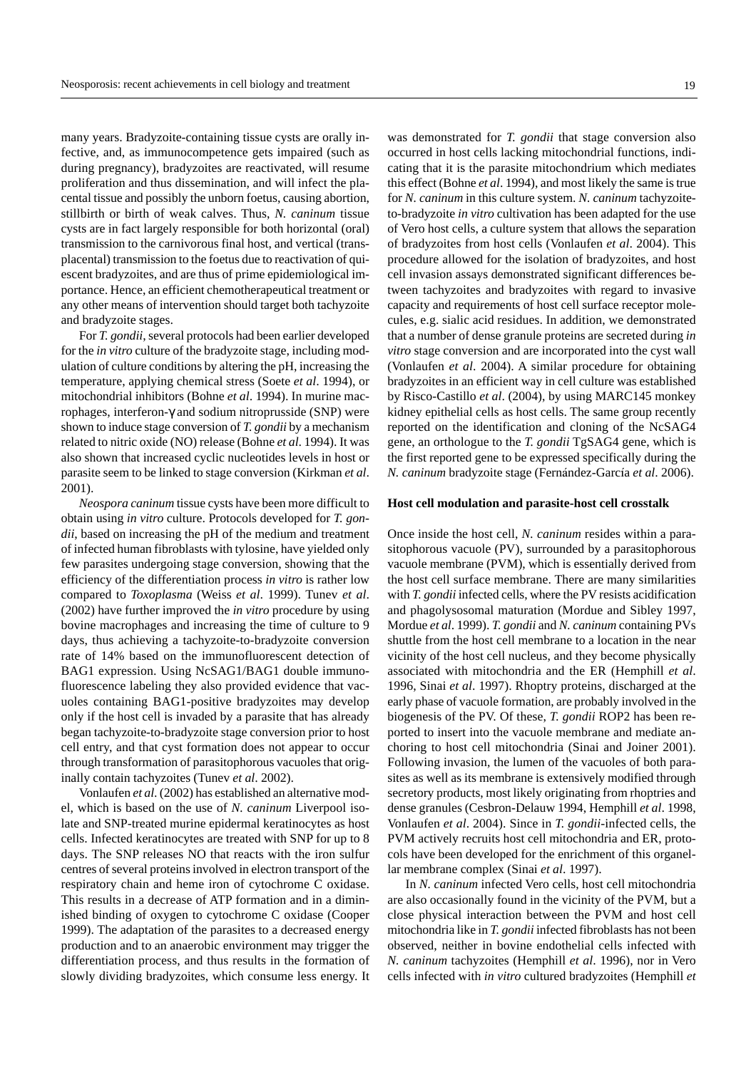many years. Bradyzoite-containing tissue cysts are orally infective, and, as immunocompetence gets impaired (such as during pregnancy), bradyzoites are reactivated, will resume proliferation and thus dissemination, and will infect the placental tissue and possibly the unborn foetus, causing abortion, stillbirth or birth of weak calves. Thus, *N. caninum* tissue cysts are in fact largely responsible for both horizontal (oral) transmission to the carnivorous final host, and vertical (transplacental) transmission to the foetus due to reactivation of quiescent bradyzoites, and are thus of prime epidemiological importance. Hence, an efficient chemotherapeutical treatment or any other means of intervention should target both tachyzoite and bradyzoite stages.

For *T. gondii*, several protocols had been earlier developed for the *in vitro* culture of the bradyzoite stage, including modulation of culture conditions by altering the pH, increasing the temperature, applying chemical stress (Soete *et al*. 1994), or mitochondrial inhibitors (Bohne *et al*. 1994). In murine macrophages, interferon-γ and sodium nitroprusside (SNP) were shown to induce stage conversion of *T. gondii* by a mechanism related to nitric oxide (NO) release (Bohne *et al*. 1994). It was also shown that increased cyclic nucleotides levels in host or parasite seem to be linked to stage conversion (Kirkman *et al*. 2001).

*Neospora caninum* tissue cysts have been more difficult to obtain using *in vitro* culture. Protocols developed for *T. gondii*, based on increasing the pH of the medium and treatment of infected human fibroblasts with tylosine, have yielded only few parasites undergoing stage conversion, showing that the efficiency of the differentiation process *in vitro* is rather low compared to *Toxoplasma* (Weiss *et al*. 1999). Tunev *et al*. (2002) have further improved the *in vitro* procedure by using bovine macrophages and increasing the time of culture to 9 days, thus achieving a tachyzoite-to-bradyzoite conversion rate of 14% based on the immunofluorescent detection of BAG1 expression. Using NcSAG1/BAG1 double immunofluorescence labeling they also provided evidence that vacuoles containing BAG1-positive bradyzoites may develop only if the host cell is invaded by a parasite that has already began tachyzoite-to-bradyzoite stage conversion prior to host cell entry, and that cyst formation does not appear to occur through transformation of parasitophorous vacuoles that originally contain tachyzoites (Tunev *et al*. 2002).

Vonlaufen *et al*. (2002) has established an alternative model, which is based on the use of *N. caninum* Liverpool isolate and SNP-treated murine epidermal keratinocytes as host cells. Infected keratinocytes are treated with SNP for up to 8 days. The SNP releases NO that reacts with the iron sulfur centres of several proteins involved in electron transport of the respiratory chain and heme iron of cytochrome C oxidase. This results in a decrease of ATP formation and in a diminished binding of oxygen to cytochrome C oxidase (Cooper 1999). The adaptation of the parasites to a decreased energy production and to an anaerobic environment may trigger the differentiation process, and thus results in the formation of slowly dividing bradyzoites, which consume less energy. It was demonstrated for *T. gondii* that stage conversion also occurred in host cells lacking mitochondrial functions, indicating that it is the parasite mitochondrium which mediates this effect (Bohne *et al*. 1994), and most likely the same is true for *N. caninum* in this culture system. *N. caninum* tachyzoite-to-bradyzoite *in vitro* cultivation has been adapted for the use of Vero host cells, a culture system that allows the separation of bradyzoites from host cells (Vonlaufen *et al*. 2004). This procedure allowed for the isolation of bradyzoites, and host cell invasion assays demonstrated significant differences between tachyzoites and bradyzoites with regard to invasive capacity and requirements of host cell surface receptor molecules, e.g. sialic acid residues. In addition, we demonstrated that a number of dense granule proteins are secreted during *in vitro* stage conversion and are incorporated into the cyst wall (Vonlaufen *et al*. 2004). A similar procedure for obtaining bradyzoites in an efficient way in cell culture was established by Risco-Castillo *et al*. (2004), by using MARC145 monkey kidney epithelial cells as host cells. The same group recently reported on the identification and cloning of the NcSAG4 gene, an orthologue to the *T. gondii* TgSAG4 gene, which is the first reported gene to be expressed specifically during the *N. caninum* bradyzoite stage (Fernández-García *et al*. 2006).

### Host cell modulation and parasite-host cell crosstalk

Once inside the host cell, *N. caninum* resides within a parasitophorous vacuole (PV), surrounded by a parasitophorous vacuole membrane (PVM), which is essentially derived from the host cell surface membrane. There are many similarities with *T. gondii* infected cells, where the PV resists acidification and phagolysosomal maturation (Mordue and Sibley 1997, Mordue *et al*. 1999). *T. gondii* and *N. caninum* containing PVs shuttle from the host cell membrane to a location in the near vicinity of the host cell nucleus, and they become physically associated with mitochondria and the ER (Hemphill *et al*. 1996, Sinai *et al*. 1997). Rhoptry proteins, discharged at the early phase of vacuole formation, are probably involved in the biogenesis of the PV. Of these, *T. gondii* ROP2 has been reported to insert into the vacuole membrane and mediate anchoring to host cell mitochondria (Sinai and Joiner 2001). Following invasion, the lumen of the vacuoles of both parasites as well as its membrane is extensively modified through secretory products, most likely originating from rhoptries and dense granules (Cesbron-Delauw 1994, Hemphill *et al*. 1998, Vonlaufen *et al*. 2004). Since in *T. gondii*-infected cells, the PVM actively recruits host cell mitochondria and ER, protocols have been developed for the enrichment of this organellar membrane complex (Sinai *et al*. 1997).

In *N. caninum* infected Vero cells, host cell mitochondria are also occasionally found in the vicinity of the PVM, but a close physical interaction between the PVM and host cell mitochondria like in *T. gondii* infected fibroblasts has not been observed, neither in bovine endothelial cells infected with *N. caninum* tachyzoites (Hemphill *et al*. 1996), nor in Vero cells infected with *in vitro* cultured bradyzoites (Hemphill *et*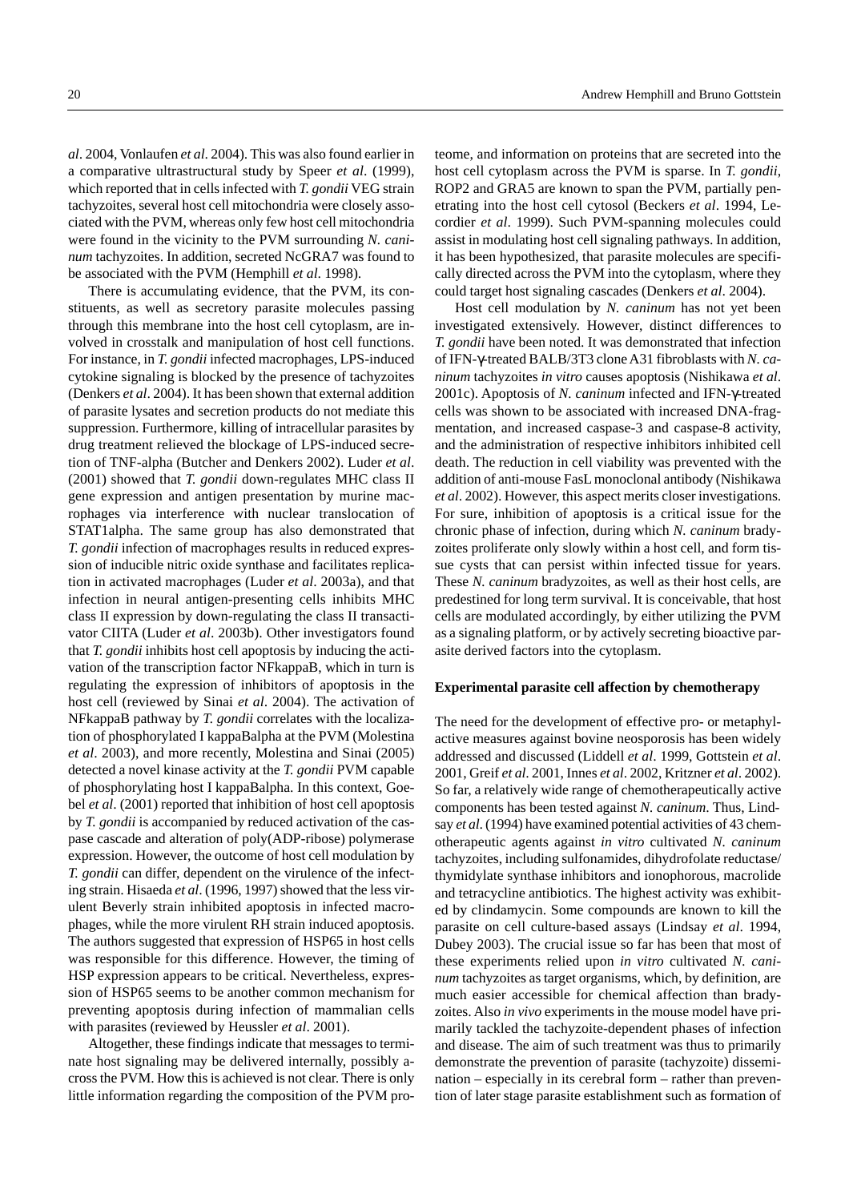*al*. 2004, Vonlaufen *et al*. 2004). This was also found earlier in a comparative ultrastructural study by Speer *et al*. (1999), which reported that in cells infected with *T. gondii* VEG strain tachyzoites, several host cell mitochondria were closely associated with the PVM, whereas only few host cell mitochondria were found in the vicinity to the PVM surrounding *N. caninum* tachyzoites. In addition, secreted NcGRA7 was found to be associated with the PVM (Hemphill *et al*. 1998).

There is accumulating evidence, that the PVM, its constituents, as well as secretory parasite molecules passing through this membrane into the host cell cytoplasm, are involved in crosstalk and manipulation of host cell functions. For instance, in *T. gondii* infected macrophages, LPS-induced cytokine signaling is blocked by the presence of tachyzoites (Denkers *et al*. 2004). It has been shown that external addition of parasite lysates and secretion products do not mediate this suppression. Furthermore, killing of intracellular parasites by drug treatment relieved the blockage of LPS-induced secretion of TNF-alpha (Butcher and Denkers 2002). Luder *et al*. (2001) showed that *T. gondii* down-regulates MHC class II gene expression and antigen presentation by murine macrophages via interference with nuclear translocation of STAT1alpha. The same group has also demonstrated that *T. gondii* infection of macrophages results in reduced expression of inducible nitric oxide synthase and facilitates replication in activated macrophages (Luder *et al*. 2003a), and that infection in neural antigen-presenting cells inhibits MHC class II expression by down-regulating the class II transactivator CIITA (Luder *et al*. 2003b). Other investigators found that *T. gondii* inhibits host cell apoptosis by inducing the activation of the transcription factor NFkappaB, which in turn is regulating the expression of inhibitors of apoptosis in the host cell (reviewed by Sinai *et al*. 2004). The activation of NFkappaB pathway by *T. gondii* correlates with the localization of phosphorylated I kappaBalpha at the PVM (Molestina *et al*. 2003), and more recently, Molestina and Sinai (2005) detected a novel kinase activity at the *T. gondii* PVM capable of phosphorylating host I kappaBalpha. In this context, Goebel *et al*. (2001) reported that inhibition of host cell apoptosis by *T. gondii* is accompanied by reduced activation of the caspase cascade and alteration of poly(ADP-ribose) polymerase expression. However, the outcome of host cell modulation by *T. gondii* can differ, dependent on the virulence of the infecting strain. Hisaeda *et al*. (1996, 1997) showed that the less virulent Beverly strain inhibited apoptosis in infected macrophages, while the more virulent RH strain induced apoptosis. The authors suggested that expression of HSP65 in host cells was responsible for this difference. However, the timing of HSP expression appears to be critical. Nevertheless, expression of HSP65 seems to be another common mechanism for preventing apoptosis during infection of mammalian cells with parasites (reviewed by Heussler *et al*. 2001).

Altogether, these findings indicate that messages to terminate host signaling may be delivered internally, possibly across the PVM. How this is achieved is not clear. There is only little information regarding the composition of the PVM proteome, and information on proteins that are secreted into the host cell cytoplasm across the PVM is sparse. In *T. gondii*, ROP2 and GRA5 are known to span the PVM, partially penetrating into the host cell cytosol (Beckers *et al*. 1994, Lecordier *et al*. 1999). Such PVM-spanning molecules could assist in modulating host cell signaling pathways. In addition, it has been hypothesized, that parasite molecules are specifically directed across the PVM into the cytoplasm, where they could target host signaling cascades (Denkers *et al*. 2004).

Host cell modulation by *N. caninum* has not yet been investigated extensively. However, distinct differences to *T. gondii* have been noted. It was demonstrated that infection of IFN-γ-treated BALB/3T3 clone A31 fibroblasts with *N. caninum* tachyzoites *in vitro* causes apoptosis (Nishikawa *et al*. 2001c). Apoptosis of *N. caninum* infected and IFN-γ-treated cells was shown to be associated with increased DNA-fragmentation, and increased caspase-3 and caspase-8 activity, and the administration of respective inhibitors inhibited cell death. The reduction in cell viability was prevented with the addition of anti-mouse FasL monoclonal antibody (Nishikawa *et al*. 2002). However, this aspect merits closer investigations. For sure, inhibition of apoptosis is a critical issue for the chronic phase of infection, during which *N. caninum* bradyzoites proliferate only slowly within a host cell, and form tissue cysts that can persist within infected tissue for years. These *N. caninum* bradyzoites, as well as their host cells, are predestined for long term survival. It is conceivable, that host cells are modulated accordingly, by either utilizing the PVM as a signaling platform, or by actively secreting bioactive parasite derived factors into the cytoplasm.

### Experimental parasite cell affection by chemotherapy

The need for the development of effective pro- or metaphylactive measures against bovine neosporosis has been widely addressed and discussed (Liddell *et al*. 1999, Gottstein *et al*. 2001, Greif *et al*. 2001, Innes *et al*. 2002, Kritzner *et al*. 2002). So far, a relatively wide range of chemotherapeutically active components has been tested against *N. caninum*. Thus, Lindsay *et al*. (1994) have examined potential activities of 43 chemotherapeutic agents against *in vitro* cultivated *N. caninum* tachyzoites, including sulfonamides, dihydrofolate reductase/thymidylate synthase inhibitors and ionophorous, macrolide and tetracycline antibiotics. The highest activity was exhibited by clindamycin. Some compounds are known to kill the parasite on cell culture-based assays (Lindsay *et al*. 1994, Dubey 2003). The crucial issue so far has been that most of these experiments relied upon *in vitro* cultivated *N. caninum* tachyzoites as target organisms, which, by definition, are much easier accessible for chemical affection than bradyzoites. Also *in vivo* experiments in the mouse model have primarily tackled the tachyzoite-dependent phases of infection and disease. The aim of such treatment was thus to primarily demonstrate the prevention of parasite (tachyzoite) dissemination – especially in its cerebral form – rather than prevention of later stage parasite establishment such as formation of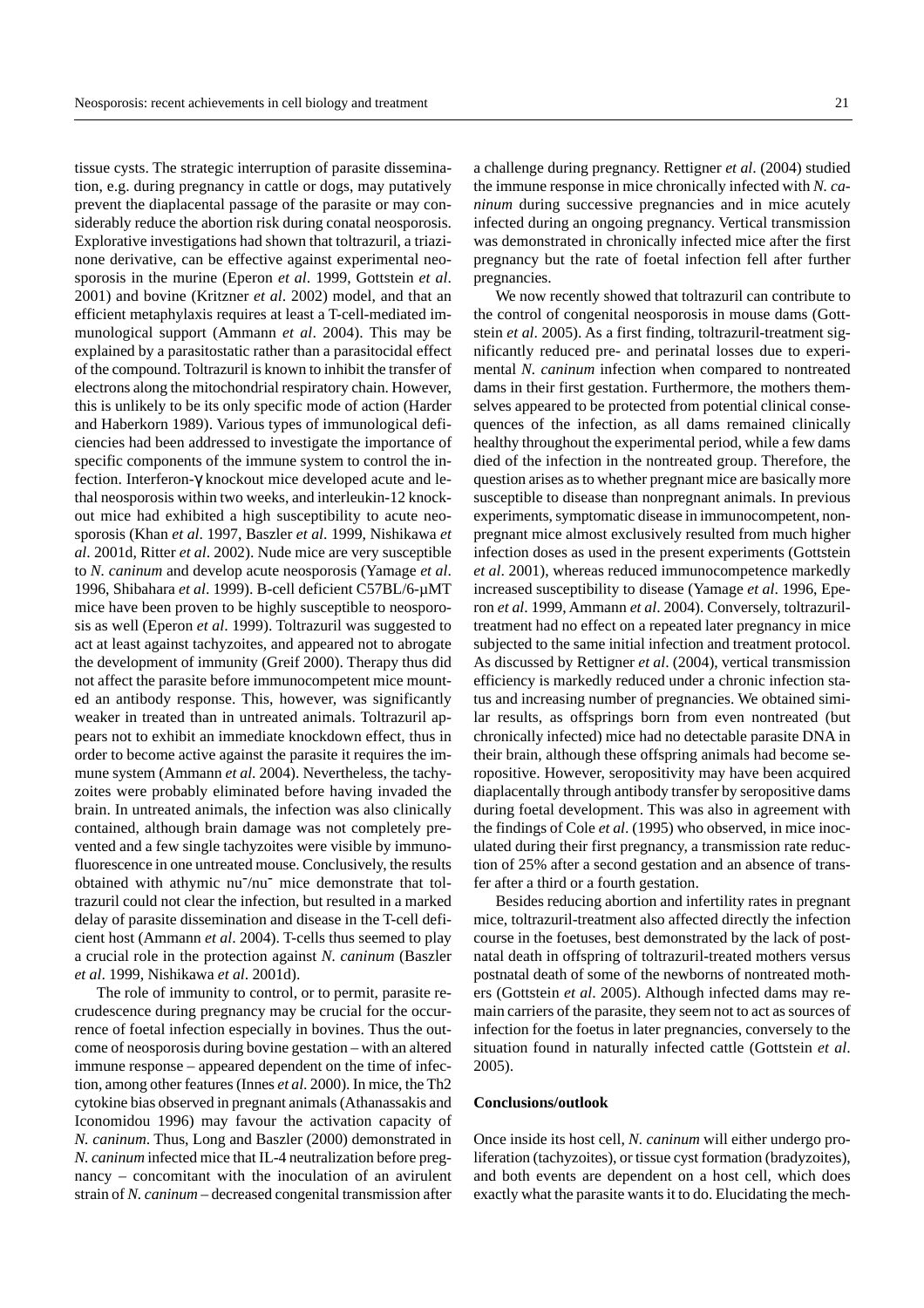tissue cysts. The strategic interruption of parasite dissemination, e.g. during pregnancy in cattle or dogs, may putatively prevent the diaplacental passage of the parasite or may considerably reduce the abortion risk during conatal neosporosis. Explorative investigations had shown that toltrazuril, a triazinone derivative, can be effective against experimental neosporosis in the murine (Eperon *et al*. 1999, Gottstein *et al*. 2001) and bovine (Kritzner *et al*. 2002) model, and that an efficient metaphylaxis requires at least a T-cell-mediated immunological support (Ammann *et al*. 2004). This may be explained by a parasitostatic rather than a parasitocidal effect of the compound. Toltrazuril is known to inhibit the transfer of electrons along the mitochondrial respiratory chain. However, this is unlikely to be its only specific mode of action (Harder and Haberkorn 1989). Various types of immunological deficiencies had been addressed to investigate the importance of specific components of the immune system to control the infection. Interferon-γ knockout mice developed acute and lethal neosporosis within two weeks, and interleukin-12 knockout mice had exhibited a high susceptibility to acute neosporosis (Khan *et al*. 1997, Baszler *et al*. 1999, Nishikawa *et al*. 2001d, Ritter *et al*. 2002). Nude mice are very susceptible to *N. caninum* and develop acute neosporosis (Yamage *et al*. 1996, Shibahara *et al*. 1999). B-cell deficient C57BL/6-μMT mice have been proven to be highly susceptible to neosporosis as well (Eperon *et al*. 1999). Toltrazuril was suggested to act at least against tachyzoites, and appeared not to abrogate the development of immunity (Greif 2000). Therapy thus did not affect the parasite before immunocompetent mice mounted an antibody response. This, however, was significantly weaker in treated than in untreated animals. Toltrazuril appears not to exhibit an immediate knockdown effect, thus in order to become active against the parasite it requires the immune system (Ammann *et al*. 2004). Nevertheless, the tachyzoites were probably eliminated before having invaded the brain. In untreated animals, the infection was also clinically contained, although brain damage was not completely prevented and a few single tachyzoites were visible by immunofluorescence in one untreated mouse. Conclusively, the results obtained with athymic $nu^-/nu^-$ mice demonstrate that toltrazuril could not clear the infection, but resulted in a marked delay of parasite dissemination and disease in the T-cell deficient host (Ammann *et al*. 2004). T-cells thus seemed to play a crucial role in the protection against *N. caninum* (Baszler *et al*. 1999, Nishikawa *et al*. 2001d).

The role of immunity to control, or to permit, parasite recrudescence during pregnancy may be crucial for the occurrence of foetal infection especially in bovines. Thus the outcome of neosporosis during bovine gestation – with an altered immune response – appeared dependent on the time of infection, among other features (Innes *et al*. 2000). In mice, the Th2 cytokine bias observed in pregnant animals (Athanassakis and Iconomidou 1996) may favour the activation capacity of *N. caninum*. Thus, Long and Baszler (2000) demonstrated in *N. caninum* infected mice that IL-4 neutralization before pregnancy – concomitant with the inoculation of an avirulent strain of *N. caninum* – decreased congenital transmission after a challenge during pregnancy. Rettigner *et al*. (2004) studied the immune response in mice chronically infected with *N. caninum* during successive pregnancies and in mice acutely infected during an ongoing pregnancy. Vertical transmission was demonstrated in chronically infected mice after the first pregnancy but the rate of foetal infection fell after further pregnancies.

We now recently showed that toltrazuril can contribute to the control of congenital neosporosis in mouse dams (Gottstein *et al*. 2005). As a first finding, toltrazuril-treatment significantly reduced pre- and perinatal losses due to experimental *N. caninum* infection when compared to nontreated dams in their first gestation. Furthermore, the mothers themselves appeared to be protected from potential clinical consequences of the infection, as all dams remained clinically healthy throughout the experimental period, while a few dams died of the infection in the nontreated group. Therefore, the question arises as to whether pregnant mice are basically more susceptible to disease than nonpregnant animals. In previous experiments, symptomatic disease in immunocompetent, nonpregnant mice almost exclusively resulted from much higher infection doses as used in the present experiments (Gottstein *et al*. 2001), whereas reduced immunocompetence markedly increased susceptibility to disease (Yamage *et al*. 1996, Eperon *et al*. 1999, Ammann *et al*. 2004). Conversely, toltrazuril-treatment had no effect on a repeated later pregnancy in mice subjected to the same initial infection and treatment protocol. As discussed by Rettigner *et al*. (2004), vertical transmission efficiency is markedly reduced under a chronic infection status and increasing number of pregnancies. We obtained similar results, as offsprings born from even nontreated (but chronically infected) mice had no detectable parasite DNA in their brain, although these offspring animals had become seropositive. However, seropositivity may have been acquired diaplacentally through antibody transfer by seropositive dams during foetal development. This was also in agreement with the findings of Cole *et al*. (1995) who observed, in mice inoculated during their first pregnancy, a transmission rate reduction of 25% after a second gestation and an absence of transfer after a third or a fourth gestation.

Besides reducing abortion and infertility rates in pregnant mice, toltrazuril-treatment also affected directly the infection course in the foetuses, best demonstrated by the lack of postnatal death in offspring of toltrazuril-treated mothers versus postnatal death of some of the newborns of nontreated mothers (Gottstein *et al*. 2005). Although infected dams may remain carriers of the parasite, they seem not to act as sources of infection for the foetus in later pregnancies, conversely to the situation found in naturally infected cattle (Gottstein *et al*. 2005).

**Conclusions/outlook**

Once inside its host cell, *N. caninum* will either undergo proliferation (tachyzoites), or tissue cyst formation (bradyzoites), and both events are dependent on a host cell, which does exactly what the parasite wants it to do. Elucidating the mech-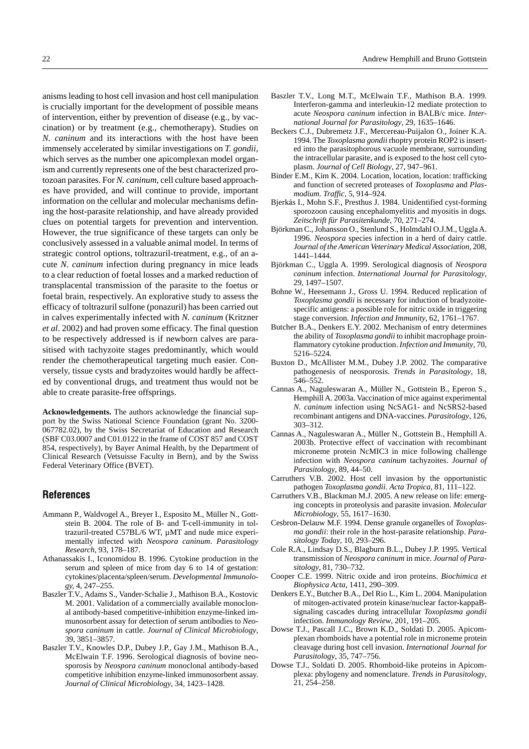anisms leading to host cell invasion and host cell manipulation is crucially important for the development of possible means of intervention, either by prevention of disease (e.g., by vaccination) or by treatment (e.g., chemotherapy). Studies on *N. caninum* and its interactions with the host have been immensely accelerated by similar investigations on *T. gondii*, which serves as the number one apicomplexan model organism and currently represents one of the best characterized protozoan parasites. For *N. caninum*, cell culture based approaches have provided, and will continue to provide, important information on the cellular and molecular mechanisms defining the host-parasite relationship, and have already provided clues on potential targets for prevention and intervention. However, the true significance of these targets can only be conclusively assessed in a valuable animal model. In terms of strategic control options, toltrazuril-treatment, e.g., of an acute *N. caninum* infection during pregnancy in mice leads to a clear reduction of foetal losses and a marked reduction of transplacental transmission of the parasite to the foetus or foetal brain, respectively. An explorative study to assess the efficacy of toltrazuril sulfone (ponazuril) has been carried out in calves experimentally infected with *N. caninum* (Kritzner *et al*. 2002) and had proven some efficacy. The final question to be respectively addressed is if newborn calves are parasitised with tachyzoite stages predominantly, which would render the chemotherapeutical targeting much easier. Conversely, tissue cysts and bradyzoites would hardly be affected by conventional drugs, and treatment thus would not be able to create parasite-free offsprings.

**Acknowledgements.** The authors acknowledge the financial support by the Swiss National Science Foundation (grant No. 3200-067782.02), by the Swiss Secretariat of Education and Research (SBF C03.0007 and C01.0122 in the frame of COST 857 and COST 854, respectively), by Bayer Animal Health, by the Department of Clinical Research (Vetsuisse Faculty in Bern), and by the Swiss Federal Veterinary Office (BVET).

## References

Ammann P., Waldvogel A., Breyer I., Esposito M., Müller N., Gottstein B. 2004. The role of B- and T-cell-immunity in toltrazuril-treated C57BL/6 WT, µMT and nude mice experimentally infected with *Neospora caninum*. *Parasitology Research*, 93, 178–187.

Athanassakis I., Iconomidou B. 1996. Cytokine production in the serum and spleen of mice from day 6 to 14 of gestation: cytokines/placenta/spleen/serum. *Developmental Immunology*, 4, 247–255.

Baszler T.V., Adams S., Vander-Schalie J., Mathison B.A., Kostovic M. 2001. Validation of a commercially available monoclonal antibody-based competitive-inhibition enzyme-linked immunosorbent assay for detection of serum antibodies to *Neospora caninum* in cattle. *Journal of Clinical Microbiology*, 39, 3851–3857.

Baszler T.V., Knowles D.P., Dubey J.P., Gay J.M., Mathison B.A., McElwain T.F. 1996. Serological diagnosis of bovine neosporosis by *Neospora caninum* monoclonal antibody-based competitive inhibition enzyme-linked immunosorbent assay. *Journal of Clinical Microbiology*, 34, 1423–1428.

Baszler T.V., Long M.T., McElwain T.F., Mathison B.A. 1999. Interferon-gamma and interleukin-12 mediate protection to acute *Neospora caninum* infection in BALB/c mice. *International Journal for Parasitology*, 29, 1635–1646.

Beckers C.J., Dubremetz J.F., Mercereau-Puijalon O., Joiner K.A. 1994. The *Toxoplasma gondii* rhoptry protein ROP2 is inserted into the parasitophorous vacuole membrane, surrounding the intracellular parasite, and is exposed to the host cell cytoplasm. *Journal of Cell Biology*, 27, 947–961.

Binder E.M., Kim K. 2004. Location, location, location: trafficking and function of secreted proteases of *Toxoplasma* and *Plasmodium*. *Traffic*, 5, 914–924.

Bjerkås I., Mohn S.F., Presthus J. 1984. Unidentified cyst-forming sporozoon causing encephalomyelitis and myositis in dogs. *Zeitschrift für Parasitenkunde*, 70, 271–274.

Björkman C., Johansson O., Stenlund S., Holmdahl O.J.M., Uggla A. 1996. *Neospora* species infection in a herd of dairy cattle. *Journal of the American Veterinary Medical Association*, 208, 1441–1444.

Björkman C., Uggla A. 1999. Serological diagnosis of *Neospora caninum* infection. *International Journal for Parasitology*, 29, 1497–1507.

Bohne W., Heesemann J., Gross U. 1994. Reduced replication of *Toxoplasma gondii* is necessary for induction of bradyzoite-specific antigens: a possible role for nitric oxide in triggering stage conversion. *Infection and Immunity*, 62, 1761–1767.

Butcher B.A., Denkers E.Y. 2002. Mechanism of entry determines the ability of *Toxoplasma gondii* to inhibit macrophage proinflammatory cytokine production. *Infection and Immunity*, 70, 5216–5224.

Buxton D., McAllister M.M., Dubey J.P. 2002. The comparative pathogenesis of neosporosis. *Trends in Parasitology*, 18, 546–552.

Cannas A., Naguleswaran A., Müller N., Gottstein B., Eperon S., Hemphill A. 2003a. Vaccination of mice against experimental *N. caninum* infection using NcSAG1- and NcSRS2-based recombinant antigens and DNA-vaccines. *Parasitology*, 126, 303–312.

Cannas A., Naguleswaran A., Müller N., Gottstein B., Hemphill A. 2003b. Protective effect of vaccination with recombinant microneme protein NcMIC3 in mice following challenge infection with *Neospora caninum* tachyzoites. *Journal of Parasitology*, 89, 44–50.

Carruthers V.B. 2002. Host cell invasion by the opportunistic pathogen *Toxoplasma gondii*. *Acta Tropica*, 81, 111–122.

Carruthers V.B., Blackman M.J. 2005. A new release on life: emerging concepts in proteolysis and parasite invasion. *Molecular Microbiology*, 55, 1617–1630.

Cesbron-Delauw M.F. 1994. Dense granule organelles of *Toxoplasma gondii*: their role in the host-parasite relationship. *Parasitology Today*, 10, 293–296.

Cole R.A., Lindsay D.S., Blagburn B.L., Dubey J.P. 1995. Vertical transmission of *Neospora caninum* in mice. *Journal of Parasitology*, 81, 730–732.

Cooper C.E. 1999. Nitric oxide and iron proteins. *Biochimica et Biophysica Acta*, 1411, 290–309.

Denkers E.Y., Butcher B.A., Del Rio L., Kim L. 2004. Manipulation of mitogen-activated protein kinase/nuclear factor-kappaB-signaling cascades during intracellular *Toxoplasma gondii* infection. *Immunology Review*, 201, 191–205.

Dowse T.J., Pascall J.C., Brown K.D., Soldati D. 2005. Apicomplexan rhomboids have a potential role in microneme protein cleavage during host cell invasion. *International Journal for Parasitology*, 35, 747–756.

Dowse T.J., Soldati D. 2005. Rhomboid-like proteins in Apicomplexa: phylogeny and nomenclature. *Trends in Parasitology*, 21, 254–258.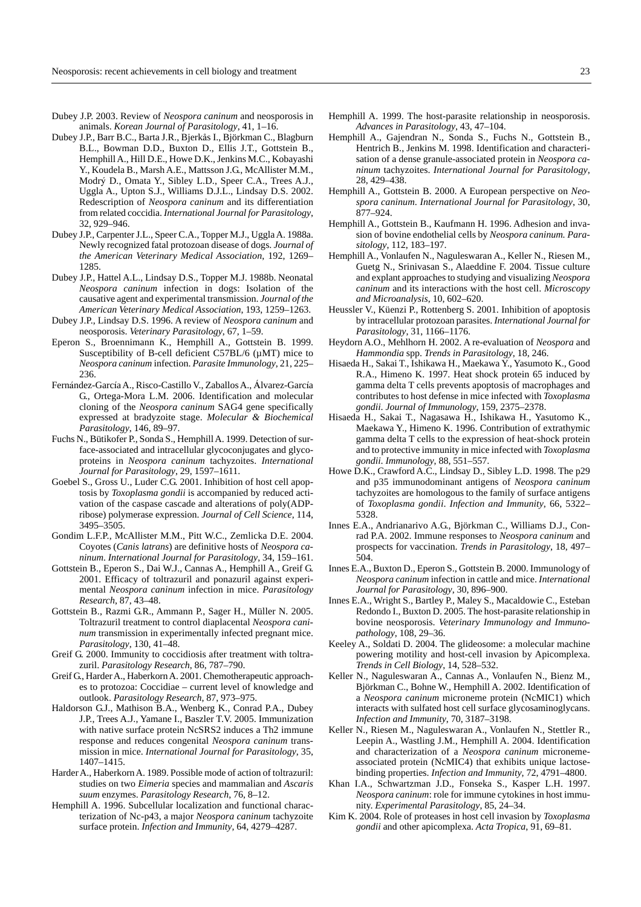Dubey J.P. 2003. Review of *Neospora caninum* and neosporosis in animals. *Korean Journal of Parasitology*, 41, 1–16.

Dubey J.P., Barr B.C., Barta J.R., Bjerkås I., Björkman C., Blagburn B.L., Bowman D.D., Buxton D., Ellis J.T., Gottstein B., Hemphill A., Hill D.E., Howe D.K., Jenkins M.C., Kobayashi Y., Koudela B., Marsh A.E., Mattsson J.G., McAllister M.M., Modrý D., Omata Y., Sibley L.D., Speer C.A., Trees A.J., Uggla A., Upton S.J., Williams D.J.L., Lindsay D.S. 2002. Redescription of *Neospora caninum* and its differentiation from related coccidia. *International Journal for Parasitology*, 32, 929–946.

Dubey J.P., Carpenter J.L., Speer C.A., Topper M.J., Uggla A. 1988a. Newly recognized fatal protozoan disease of dogs. *Journal of the American Veterinary Medical Association*, 192, 1269–1285.

Dubey J.P., Hattel A.L., Lindsay D.S., Topper M.J. 1988b. Neonatal *Neospora caninum* infection in dogs: Isolation of the causative agent and experimental transmission. *Journal of the American Veterinary Medical Association*, 193, 1259–1263.

Dubey J.P., Lindsay D.S. 1996. A review of *Neospora caninum* and neosporosis. *Veterinary Parasitology*, 67, 1–59.

Eperon S., Broennimann K., Hemphill A., Gottstein B. 1999. Susceptibility of B-cell deficient C57BL/6 (μMT) mice to *Neospora caninum* infection. *Parasite Immunology*, 21, 225–236.

Fernández-García A., Risco-Castillo V., Zaballos A., Álvarez-García G., Ortega-Mora L.M. 2006. Identification and molecular cloning of the *Neospora caninum* SAG4 gene specifically expressed at bradyzoite stage. *Molecular & Biochemical Parasitology*, 146, 89–97.

Fuchs N., Bütikofer P., Sonda S., Hemphill A. 1999. Detection of surface-associated and intracellular glycoconjugates and glycoproteins in *Neospora caninum* tachyzoites. *International Journal for Parasitology*, 29, 1597–1611.

Goebel S., Gross U., Luder C.G. 2001. Inhibition of host cell apoptosis by *Toxoplasma gondii* is accompanied by reduced activation of the caspase cascade and alterations of poly(ADP-ribose) polymerase expression. *Journal of Cell Science*, 114, 3495–3505.

Gondim L.F.P., McAllister M.M., Pitt W.C., Zemlicka D.E. 2004. Coyotes (*Canis latrans*) are definitive hosts of *Neospora caninum*. *International Journal for Parasitology*, 34, 159–161.

Gottstein B., Eperon S., Dai W.J., Cannas A., Hemphill A., Greif G. 2001. Efficacy of toltrazuril and ponazuril against experimental *Neospora caninum* infection in mice. *Parasitology Research*, 87, 43–48.

Gottstein B., Razmi G.R., Ammann P., Sager H., Müller N. 2005. Toltrazuril treatment to control diaplacental *Neospora caninum* transmission in experimentally infected pregnant mice. *Parasitology*, 130, 41–48.

Greif G. 2000. Immunity to coccidiosis after treatment with toltrazuril. *Parasitology Research*, 86, 787–790.

Greif G., Harder A., Haberkorn A. 2001. Chemotherapeutic approaches to protozoa: Coccidiae – current level of knowledge and outlook. *Parasitology Research*, 87, 973–975.

Haldorson G.J., Mathison B.A., Wenberg K., Conrad P.A., Dubey J.P., Trees A.J., Yamane I., Baszler T.V. 2005. Immunization with native surface protein NcSRS2 induces a Th2 immune response and reduces congenital *Neospora caninum* transmission in mice. *International Journal for Parasitology*, 35, 1407–1415.

Harder A., Haberkorn A. 1989. Possible mode of action of toltrazuril: studies on two *Eimeria* species and mammalian and *Ascaris suum* enzymes. *Parasitology Research*, 76, 8–12.

Hemphill A. 1996. Subcellular localization and functional characterization of Nc-p43, a major *Neospora caninum* tachyzoite surface protein. *Infection and Immunity*, 64, 4279–4287.

Hemphill A. 1999. The host-parasite relationship in neosporosis. *Advances in Parasitology*, 43, 47–104.

Hemphill A., Gajendran N., Sonda S., Fuchs N., Gottstein B., Hentrich B., Jenkins M. 1998. Identification and characterisation of a dense granule-associated protein in *Neospora caninum* tachyzoites. *International Journal for Parasitology*, 28, 429–438.

Hemphill A., Gottstein B. 2000. A European perspective on *Neospora caninum*. *International Journal for Parasitology*, 30, 877–924.

Hemphill A., Gottstein B., Kaufmann H. 1996. Adhesion and invasion of bovine endothelial cells by *Neospora caninum*. *Parasitology*, 112, 183–197.

Hemphill A., Vonlaufen N., Naguleswaran A., Keller N., Riesen M., Guetg N., Srinivasan S., Alaeddine F. 2004. Tissue culture and explant approaches to studying and visualizing *Neospora caninum* and its interactions with the host cell. *Microscopy and Microanalysis*, 10, 602–620.

Heussler V., Küenzi P., Rottenberg S. 2001. Inhibition of apoptosis by intracellular protozoan parasites. *International Journal for Parasitology*, 31, 1166–1176.

Heydorn A.O., Mehlhorn H. 2002. A re-evaluation of *Neospora* and *Hammondia* spp. *Trends in Parasitology*, 18, 246.

Hisaeda H., Sakai T., Ishikawa H., Maekawa Y., Yasumoto K., Good R.A., Himeno K. 1997. Heat shock protein 65 induced by gamma delta T cells prevents apoptosis of macrophages and contributes to host defense in mice infected with *Toxoplasma gondii*. *Journal of Immunology*, 159, 2375–2378.

Hisaeda H., Sakai T., Nagasawa H., Ishikawa H., Yasutomo K., Maekawa Y., Himeno K. 1996. Contribution of extrathymic gamma delta T cells to the expression of heat-shock protein and to protective immunity in mice infected with *Toxoplasma gondii*. *Immunology*, 88, 551–557.

Howe D.K., Crawford A.C., Lindsay D., Sibley L.D. 1998. The p29 and p35 immunodominant antigens of *Neospora caninum* tachyzoites are homologous to the family of surface antigens of *Toxoplasma gondii*. *Infection and Immunity*, 66, 5322–5328.

Innes E.A., Andrianarivo A.G., Björkman C., Williams D.J., Conrad P.A. 2002. Immune responses to *Neospora caninum* and prospects for vaccination. *Trends in Parasitology*, 18, 497–504.

Innes E.A., Buxton D., Eperon S., Gottstein B. 2000. Immunology of *Neospora caninum* infection in cattle and mice. *International Journal for Parasitology*, 30, 896–900.

Innes E.A., Wright S., Bartley P., Maley S., Macaldowie C., Esteban Redondo I., Buxton D. 2005. The host-parasite relationship in bovine neosporosis. *Veterinary Immunology and Immunopathology*, 108, 29–36.

Keeley A., Soldati D. 2004. The glideosome: a molecular machine powering motility and host-cell invasion by Apicomplexa. *Trends in Cell Biology*, 14, 528–532.

Keller N., Naguleswaran A., Cannas A., Vonlaufen N., Bienz M., Björkman C., Bohne W., Hemphill A. 2002. Identification of a *Neospora caninum* microneme protein (NcMIC1) which interacts with sulfated host cell surface glycosaminoglycans. *Infection and Immunity*, 70, 3187–3198.

Keller N., Riesen M., Naguleswaran A., Vonlaufen N., Stettler R., Leepin A., Wastling J.M., Hemphill A. 2004. Identification and characterization of a *Neospora caninum* microneme-associated protein (NcMIC4) that exhibits unique lactose-binding properties. *Infection and Immunity*, 72, 4791–4800.

Khan I.A., Schwartzman J.D., Fonseka S., Kasper L.H. 1997. *Neospora caninum*: role for immune cytokines in host immunity. *Experimental Parasitology*, 85, 24–34.

Kim K. 2004. Role of proteases in host cell invasion by *Toxoplasma gondii* and other apicomplexa. *Acta Tropica*, 91, 69–81.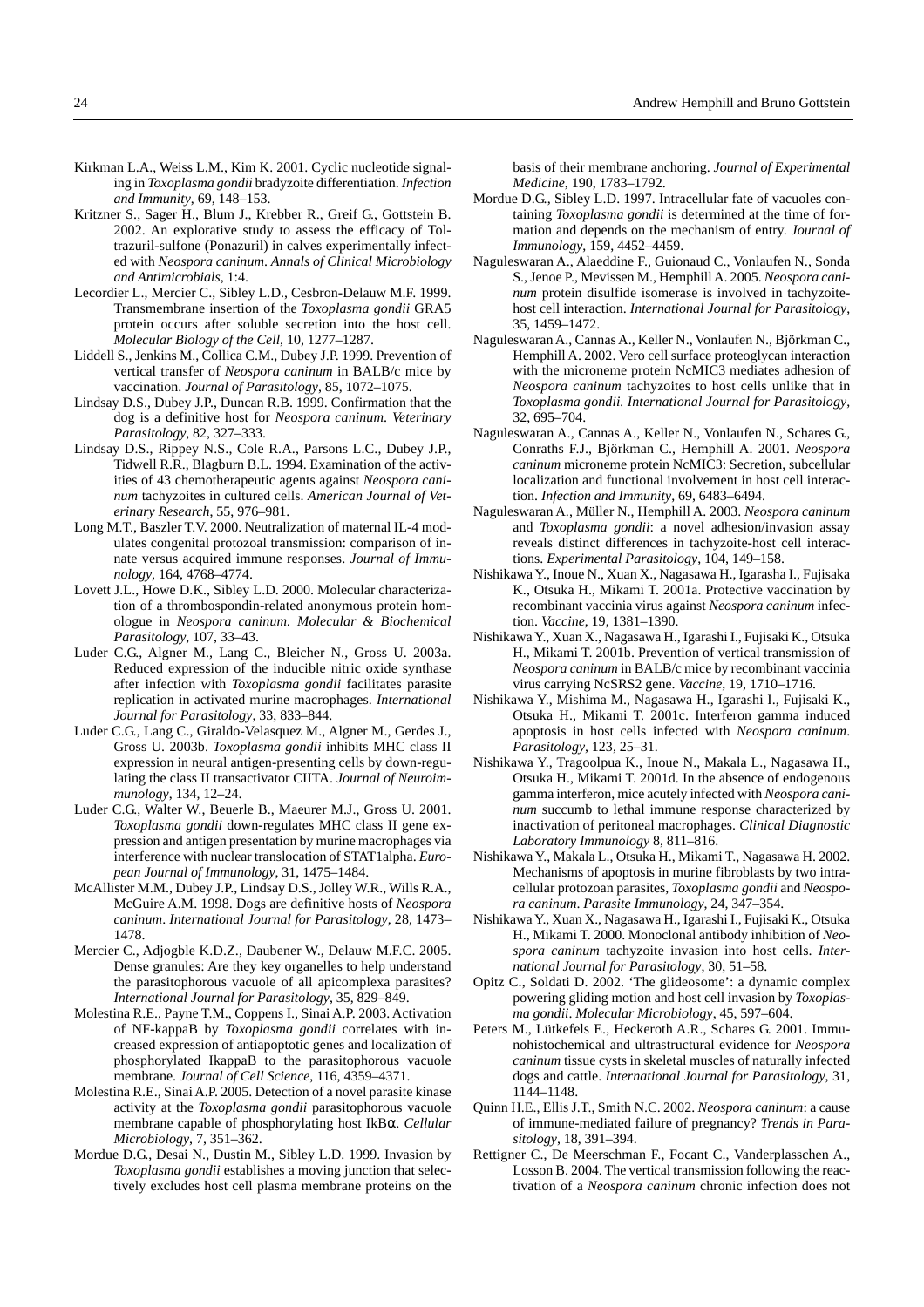Kirkman L.A., Weiss L.M., Kim K. 2001. Cyclic nucleotide signaling in *Toxoplasma gondii* bradyzoite differentiation. *Infection and Immunity*, 69, 148–153.

Kritzner S., Sager H., Blum J., Krebber R., Greif G., Gottstein B. 2002. An explorative study to assess the efficacy of Toltrazuril-sulfone (Ponazuril) in calves experimentally infected with *Neospora caninum*. *Annals of Clinical Microbiology and Antimicrobials*, 1:4.

Lecordier L., Mercier C., Sibley L.D., Cesbron-Delauw M.F. 1999. Transmembrane insertion of the *Toxoplasma gondii* GRA5 protein occurs after soluble secretion into the host cell. *Molecular Biology of the Cell*, 10, 1277–1287.

Liddell S., Jenkins M., Collica C.M., Dubey J.P. 1999. Prevention of vertical transfer of *Neospora caninum* in BALB/c mice by vaccination. *Journal of Parasitology*, 85, 1072–1075.

Lindsay D.S., Dubey J.P., Duncan R.B. 1999. Confirmation that the dog is a definitive host for *Neospora caninum*. *Veterinary Parasitology*, 82, 327–333.

Lindsay D.S., Rippey N.S., Cole R.A., Parsons L.C., Dubey J.P., Tidwell R.R., Blagburn B.L. 1994. Examination of the activities of 43 chemotherapeutic agents against *Neospora caninum* tachyzoites in cultured cells. *American Journal of Veterinary Research*, 55, 976–981.

Long M.T., Baszler T.V. 2000. Neutralization of maternal IL-4 modulates congenital protozoal transmission: comparison of innate versus acquired immune responses. *Journal of Immunology*, 164, 4768–4774.

Lovett J.L., Howe D.K., Sibley L.D. 2000. Molecular characterization of a thrombospondin-related anonymous protein homologue in *Neospora caninum*. *Molecular & Biochemical Parasitology*, 107, 33–43.

Luder C.G., Algner M., Lang C., Bleicher N., Gross U. 2003a. Reduced expression of the inducible nitric oxide synthase after infection with *Toxoplasma gondii* facilitates parasite replication in activated murine macrophages. *International Journal for Parasitology*, 33, 833–844.

Luder C.G., Lang C., Giraldo-Velasquez M., Algner M., Gerdes J., Gross U. 2003b. *Toxoplasma gondii* inhibits MHC class II expression in neural antigen-presenting cells by down-regulating the class II transactivator CIITA. *Journal of Neuroimmunology*, 134, 12–24.

Luder C.G., Walter W., Beuerle B., Maeurer M.J., Gross U. 2001. *Toxoplasma gondii* down-regulates MHC class II gene expression and antigen presentation by murine macrophages via interference with nuclear translocation of STAT1alpha. *European Journal of Immunology*, 31, 1475–1484.

McAllister M.M., Dubey J.P., Lindsay D.S., Jolley W.R., Wills R.A., McGuire A.M. 1998. Dogs are definitive hosts of *Neospora caninum*. *International Journal for Parasitology*, 28, 1473–1478.

Mercier C., Adjogble K.D.Z., Daubener W., Delauw M.F.C. 2005. Dense granules: Are they key organelles to help understand the parasitophorous vacuole of all apicomplexa parasites? *International Journal for Parasitology*, 35, 829–849.

Molestina R.E., Payne T.M., Coppens I., Sinai A.P. 2003. Activation of NF-kappaB by *Toxoplasma gondii* correlates with increased expression of antiapoptotic genes and localization of phosphorylated IkappaB to the parasitophorous vacuole membrane. *Journal of Cell Science*, 116, 4359–4371.

Molestina R.E., Sinai A.P. 2005. Detection of a novel parasite kinase activity at the *Toxoplasma gondii* parasitophorous vacuole membrane capable of phosphorylating host IkBα. *Cellular Microbiology*, 7, 351–362.

Mordue D.G., Desai N., Dustin M., Sibley L.D. 1999. Invasion by *Toxoplasma gondii* establishes a moving junction that selectively excludes host cell plasma membrane proteins on the basis of their membrane anchoring. *Journal of Experimental Medicine*, 190, 1783–1792.

Mordue D.G., Sibley L.D. 1997. Intracellular fate of vacuoles containing *Toxoplasma gondii* is determined at the time of formation and depends on the mechanism of entry. *Journal of Immunology*, 159, 4452–4459.

Naguleswaran A., Alaeddine F., Guionaud C., Vonlaufen N., Sonda S., Jenoe P., Mevissen M., Hemphill A. 2005. *Neospora caninum* protein disulfide isomerase is involved in tachyzoite-host cell interaction. *International Journal for Parasitology*, 35, 1459–1472.

Naguleswaran A., Cannas A., Keller N., Vonlaufen N., Björkman C., Hemphill A. 2002. Vero cell surface proteoglycan interaction with the microneme protein NcMIC3 mediates adhesion of *Neospora caninum* tachyzoites to host cells unlike that in *Toxoplasma gondii*. *International Journal for Parasitology*, 32, 695–704.

Naguleswaran A., Cannas A., Keller N., Vonlaufen N., Schares G., Conraths F.J., Björkman C., Hemphill A. 2001. *Neospora caninum* microneme protein NcMIC3: Secretion, subcellular localization and functional involvement in host cell interaction. *Infection and Immunity*, 69, 6483–6494.

Naguleswaran A., Müller N., Hemphill A. 2003. *Neospora caninum* and *Toxoplasma gondii*: a novel adhesion/invasion assay reveals distinct differences in tachyzoite-host cell interactions. *Experimental Parasitology*, 104, 149–158.

Nishikawa Y., Inoue N., Xuan X., Nagasawa H., Igarasha I., Fujisaka K., Otsuka H., Mikami T. 2001a. Protective vaccination by recombinant vaccinia virus against *Neospora caninum* infection. *Vaccine*, 19, 1381–1390.

Nishikawa Y., Xuan X., Nagasawa H., Igarashi I., Fujisaki K., Otsuka H., Mikami T. 2001b. Prevention of vertical transmission of *Neospora caninum* in BALB/c mice by recombinant vaccinia virus carrying NcSRS2 gene. *Vaccine*, 19, 1710–1716.

Nishikawa Y., Mishima M., Nagasawa H., Igarashi I., Fujisaki K., Otsuka H., Mikami T. 2001c. Interferon gamma induced apoptosis in host cells infected with *Neospora caninum*. *Parasitology*, 123, 25–31.

Nishikawa Y., Tragoolpua K., Inoue N., Makala L., Nagasawa H., Otsuka H., Mikami T. 2001d. In the absence of endogenous gamma interferon, mice acutely infected with *Neospora caninum* succumb to lethal immune response characterized by inactivation of peritoneal macrophages. *Clinical Diagnostic Laboratory Immunology* 8, 811–816.

Nishikawa Y., Makala L., Otsuka H., Mikami T., Nagasawa H. 2002. Mechanisms of apoptosis in murine fibroblasts by two intracellular protozoan parasites, *Toxoplasma gondii* and *Neospora caninum*. *Parasite Immunology*, 24, 347–354.

Nishikawa Y., Xuan X., Nagasawa H., Igarashi I., Fujisaki K., Otsuka H., Mikami T. 2000. Monoclonal antibody inhibition of *Neospora caninum* tachyzoite invasion into host cells. *International Journal for Parasitology*, 30, 51–58.

Opitz C., Soldati D. 2002. 'The glideosome': a dynamic complex powering gliding motion and host cell invasion by *Toxoplasma gondii*. *Molecular Microbiology*, 45, 597–604.

Peters M., Lütkefels E., Heckeroth A.R., Schares G. 2001. Immunohistochemical and ultrastructural evidence for *Neospora caninum* tissue cysts in skeletal muscles of naturally infected dogs and cattle. *International Journal for Parasitology*, 31, 1144–1148.

Quinn H.E., Ellis J.T., Smith N.C. 2002. *Neospora caninum*: a cause of immune-mediated failure of pregnancy? *Trends in Parasitology*, 18, 391–394.

Rettigner C., De Meerschman F., Focant C., Vanderplasschen A., Losson B. 2004. The vertical transmission following the reactivation of a *Neospora caninum* chronic infection does not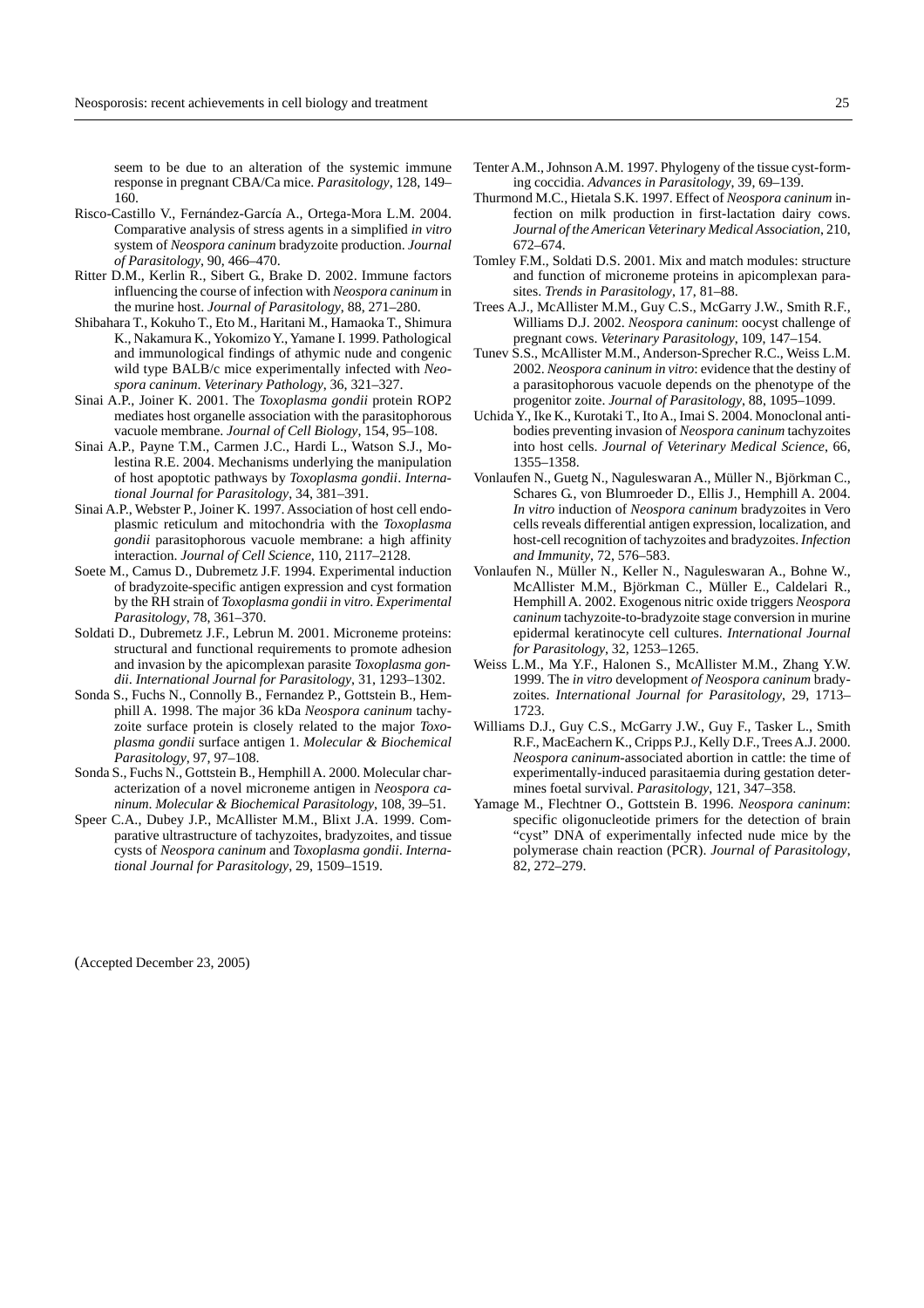seem to be due to an alteration of the systemic immune response in pregnant CBA/Ca mice. *Parasitology*, 128, 149–160.

Risco-Castillo V., Fernández-García A., Ortega-Mora L.M. 2004. Comparative analysis of stress agents in a simplified *in vitro* system of *Neospora caninum* bradyzoite production. *Journal of Parasitology*, 90, 466–470.

Ritter D.M., Kerlin R., Sibert G., Brake D. 2002. Immune factors influencing the course of infection with *Neospora caninum* in the murine host. *Journal of Parasitology*, 88, 271–280.

Shibahara T., Kokuho T., Eto M., Haritani M., Hamaoka T., Shimura K., Nakamura K., Yokomizo Y., Yamane I. 1999. Pathological and immunological findings of athymic nude and congenic wild type BALB/c mice experimentally infected with *Neospora caninum*. *Veterinary Pathology*, 36, 321–327.

Sinai A.P., Joiner K. 2001. The *Toxoplasma gondii* protein ROP2 mediates host organelle association with the parasitophorous vacuole membrane. *Journal of Cell Biology*, 154, 95–108.

Sinai A.P., Payne T.M., Carmen J.C., Hardi L., Watson S.J., Molestina R.E. 2004. Mechanisms underlying the manipulation of host apoptotic pathways by *Toxoplasma gondii*. *International Journal for Parasitology*, 34, 381–391.

Sinai A.P., Webster P., Joiner K. 1997. Association of host cell endoplasmic reticulum and mitochondria with the *Toxoplasma gondii* parasitophorous vacuole membrane: a high affinity interaction. *Journal of Cell Science*, 110, 2117–2128.

Soete M., Camus D., Dubremetz J.F. 1994. Experimental induction of bradyzoite-specific antigen expression and cyst formation by the RH strain of *Toxoplasma gondii in vitro*. *Experimental Parasitology*, 78, 361–370.

Soldati D., Dubremetz J.F., Lebrun M. 2001. Microneme proteins: structural and functional requirements to promote adhesion and invasion by the apicomplexan parasite *Toxoplasma gondii*. *International Journal for Parasitology*, 31, 1293–1302.

Sonda S., Fuchs N., Connolly B., Fernandez P., Gottstein B., Hemphill A. 1998. The major 36 kDa *Neospora caninum* tachyzoite surface protein is closely related to the major *Toxoplasma gondii* surface antigen 1. *Molecular & Biochemical Parasitology*, 97, 97–108.

Sonda S., Fuchs N., Gottstein B., Hemphill A. 2000. Molecular characterization of a novel microneme antigen in *Neospora caninum*. *Molecular & Biochemical Parasitology*, 108, 39–51.

Speer C.A., Dubey J.P., McAllister M.M., Blixt J.A. 1999. Comparative ultrastructure of tachyzoites, bradyzoites, and tissue cysts of *Neospora caninum* and *Toxoplasma gondii*. *International Journal for Parasitology*, 29, 1509–1519.

Tenter A.M., Johnson A.M. 1997. Phylogeny of the tissue cyst-forming coccidia. *Advances in Parasitology*, 39, 69–139.

Thurmond M.C., Hietala S.K. 1997. Effect of *Neospora caninum* infection on milk production in first-lactation dairy cows. *Journal of the American Veterinary Medical Association*, 210, 672–674.

Tomley F.M., Soldati D.S. 2001. Mix and match modules: structure and function of microneme proteins in apicomplexan parasites. *Trends in Parasitology*, 17, 81–88.

Trees A.J., McAllister M.M., Guy C.S., McGarry J.W., Smith R.F., Williams D.J. 2002. *Neospora caninum*: oocyst challenge of pregnant cows. *Veterinary Parasitology*, 109, 147–154.

Tunev S.S., McAllister M.M., Anderson-Sprecher R.C., Weiss L.M. 2002. *Neospora caninum in vitro*: evidence that the destiny of a parasitophorous vacuole depends on the phenotype of the progenitor zoite. *Journal of Parasitology*, 88, 1095–1099.

Uchida Y., Ike K., Kurotaki T., Ito A., Imai S. 2004. Monoclonal antibodies preventing invasion of *Neospora caninum* tachyzoites into host cells. *Journal of Veterinary Medical Science*, 66, 1355–1358.

Vonlaufen N., Guetg N., Naguleswaran A., Müller N., Björkman C., Schares G., von Blumroeder D., Ellis J., Hemphill A. 2004. *In vitro* induction of *Neospora caninum* bradyzoites in Vero cells reveals differential antigen expression, localization, and host-cell recognition of tachyzoites and bradyzoites. *Infection and Immunity*, 72, 576–583.

Vonlaufen N., Müller N., Keller N., Naguleswaran A., Bohne W., McAllister M.M., Björkman C., Müller E., Caldelari R., Hemphill A. 2002. Exogenous nitric oxide triggers *Neospora caninum* tachyzoite-to-bradyzoite stage conversion in murine epidermal keratinocyte cell cultures. *International Journal for Parasitology*, 32, 1253–1265.

Weiss L.M., Ma Y.F., Halonen S., McAllister M.M., Zhang Y.W. 1999. The *in vitro* development *of Neospora caninum* bradyzoites. *International Journal for Parasitology*, 29, 1713–1723.

Williams D.J., Guy C.S., McGarry J.W., Guy F., Tasker L., Smith R.F., MacEachern K., Cripps P.J., Kelly D.F., Trees A.J. 2000. *Neospora caninum*-associated abortion in cattle: the time of experimentally-induced parasitaemia during gestation determines foetal survival. *Parasitology*, 121, 347–358.

Yamage M., Flechtner O., Gottstein B. 1996. *Neospora caninum*: specific oligonucleotide primers for the detection of brain "cyst" DNA of experimentally infected nude mice by the polymerase chain reaction (PCR). *Journal of Parasitology*, 82, 272–279.

(Accepted December 23, 2005)